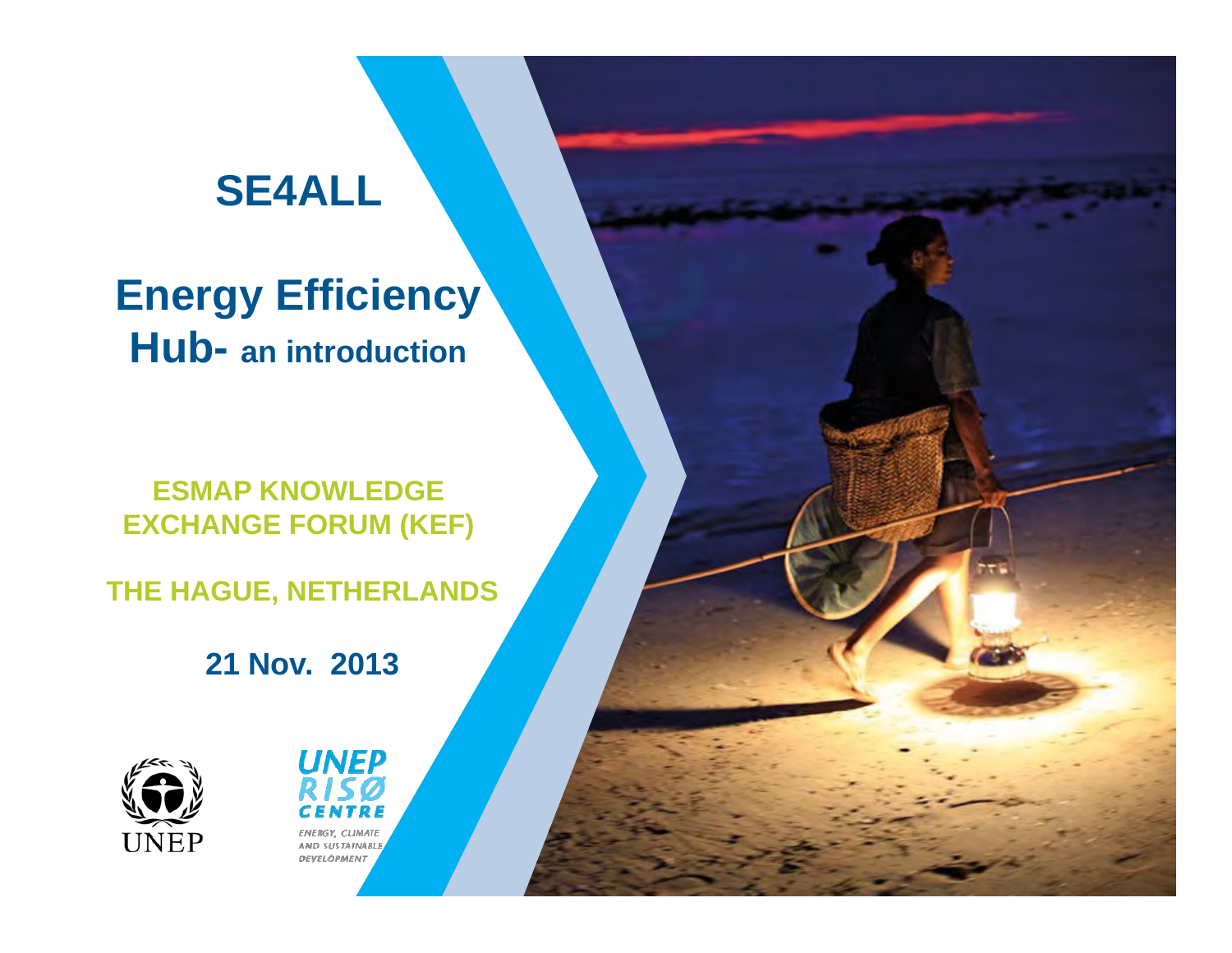# SE4ALL

## Energy Efficiency Hub- an introduction

**ESMAP KNOWLEDGE EXCHANGE FORUM (KEF)**

**THE HAGUE, NETHERLANDS**

**21 Nov. 2013**

UNEP

UNEP RISØ CENTRE

ENERGY, CLIMATE AND SUSTAINABLE DEVELOPMENT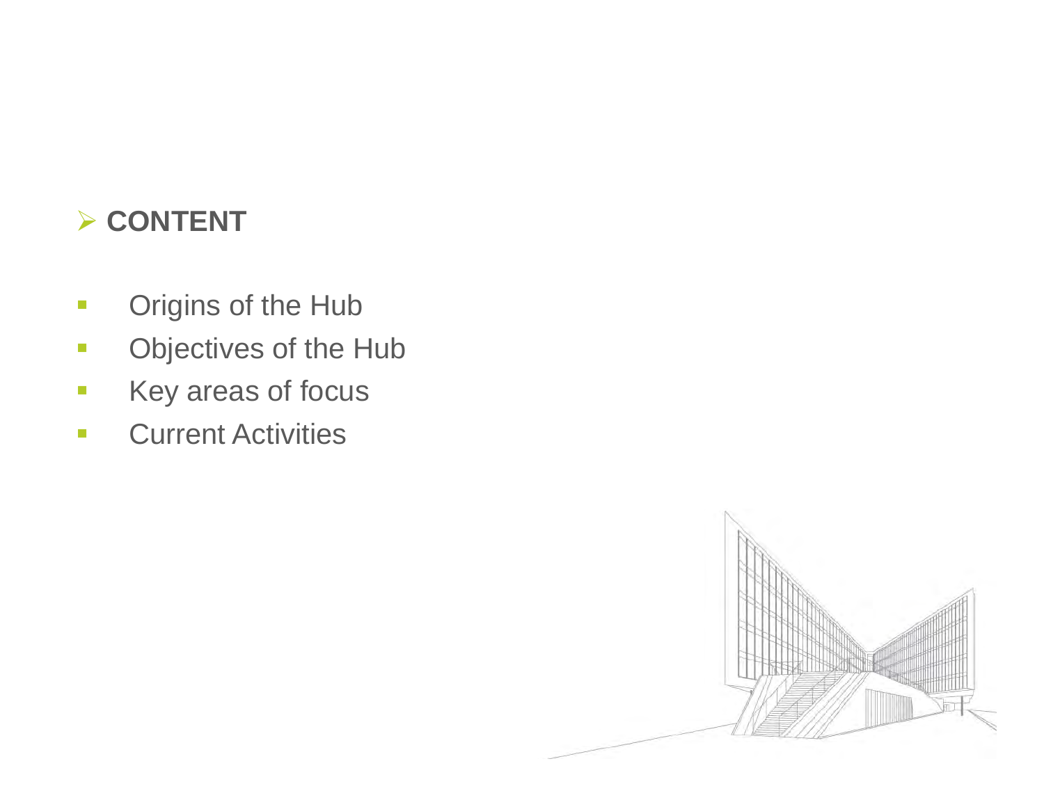## ➢ CONTENT

- Origins of the Hub
- Objectives of the Hub
- Key areas of focus
- Current Activities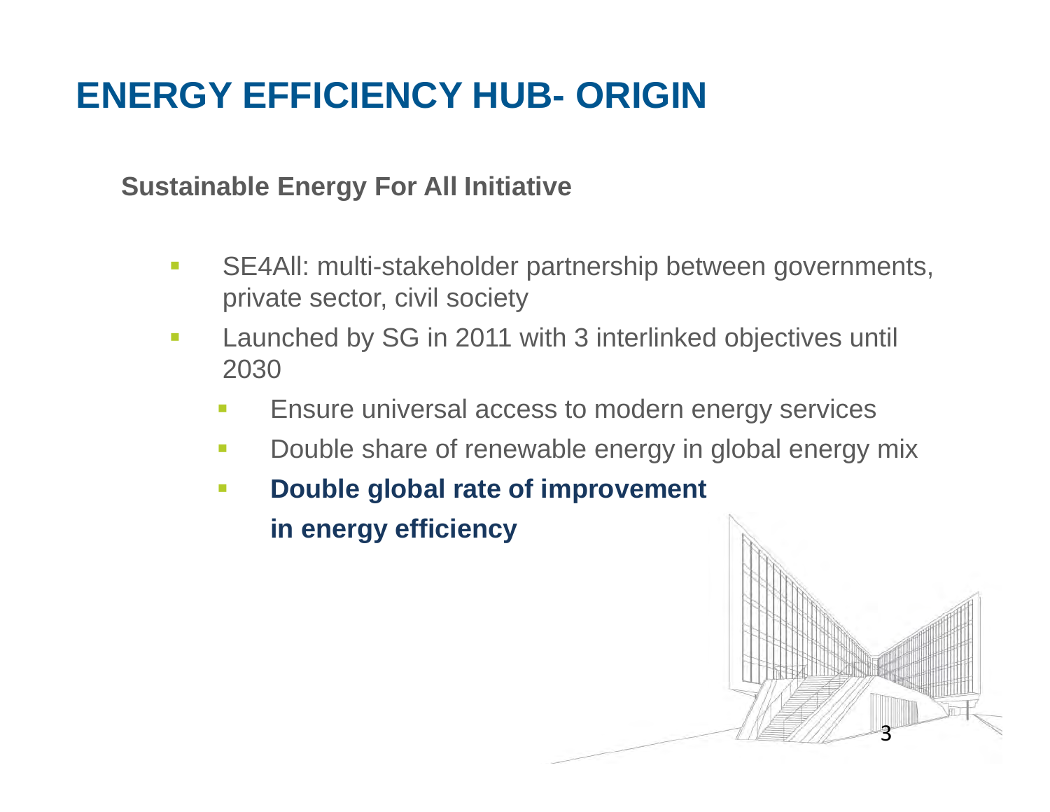# ENERGY EFFICIENCY HUB- ORIGIN

**Sustainable Energy For All Initiative**

- SE4All: multi-stakeholder partnership between governments, private sector, civil society
- Launched by SG in 2011 with 3 interlinked objectives until 2030
  - Ensure universal access to modern energy services
  - Double share of renewable energy in global energy mix
  - **Double global rate of improvement in energy efficiency**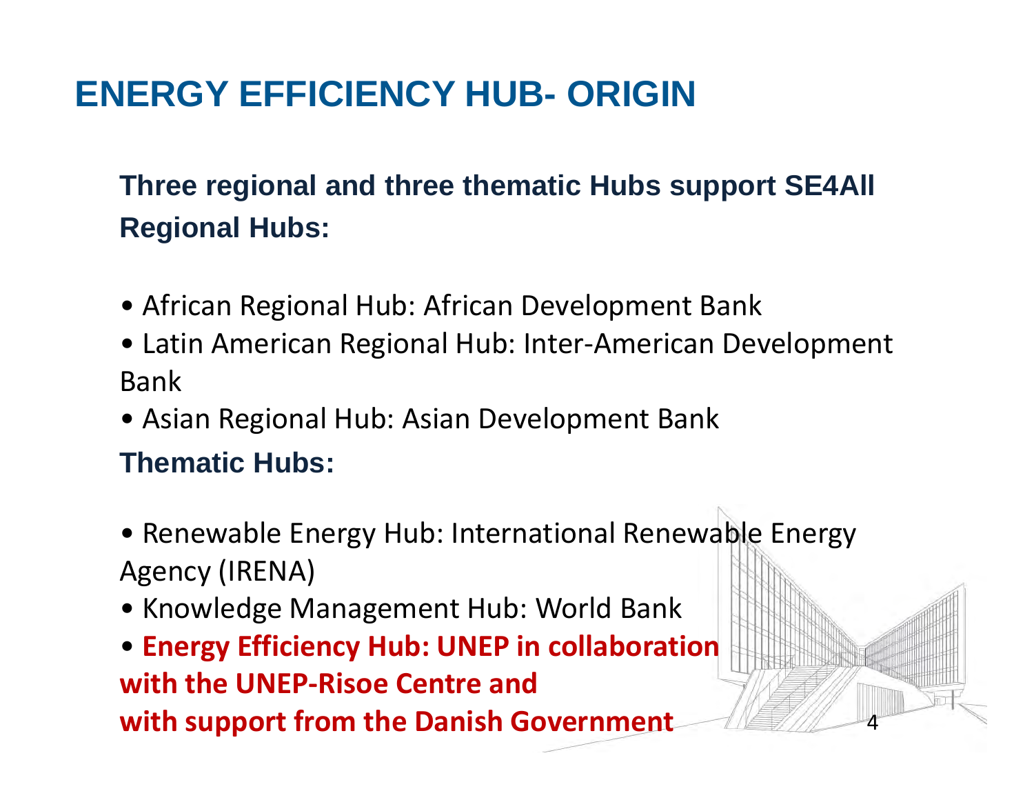# ENERGY EFFICIENCY HUB- ORIGIN

**Three regional and three thematic Hubs support SE4All**

**Regional Hubs:**

- African Regional Hub: African Development Bank
- Latin American Regional Hub: Inter-American Development Bank
- Asian Regional Hub: Asian Development Bank

**Thematic Hubs:**

- Renewable Energy Hub: International Renewable Energy Agency (IRENA)
- Knowledge Management Hub: World Bank
- **Energy Efficiency Hub: UNEP in collaboration with the UNEP-Risoe Centre and with support from the Danish Government**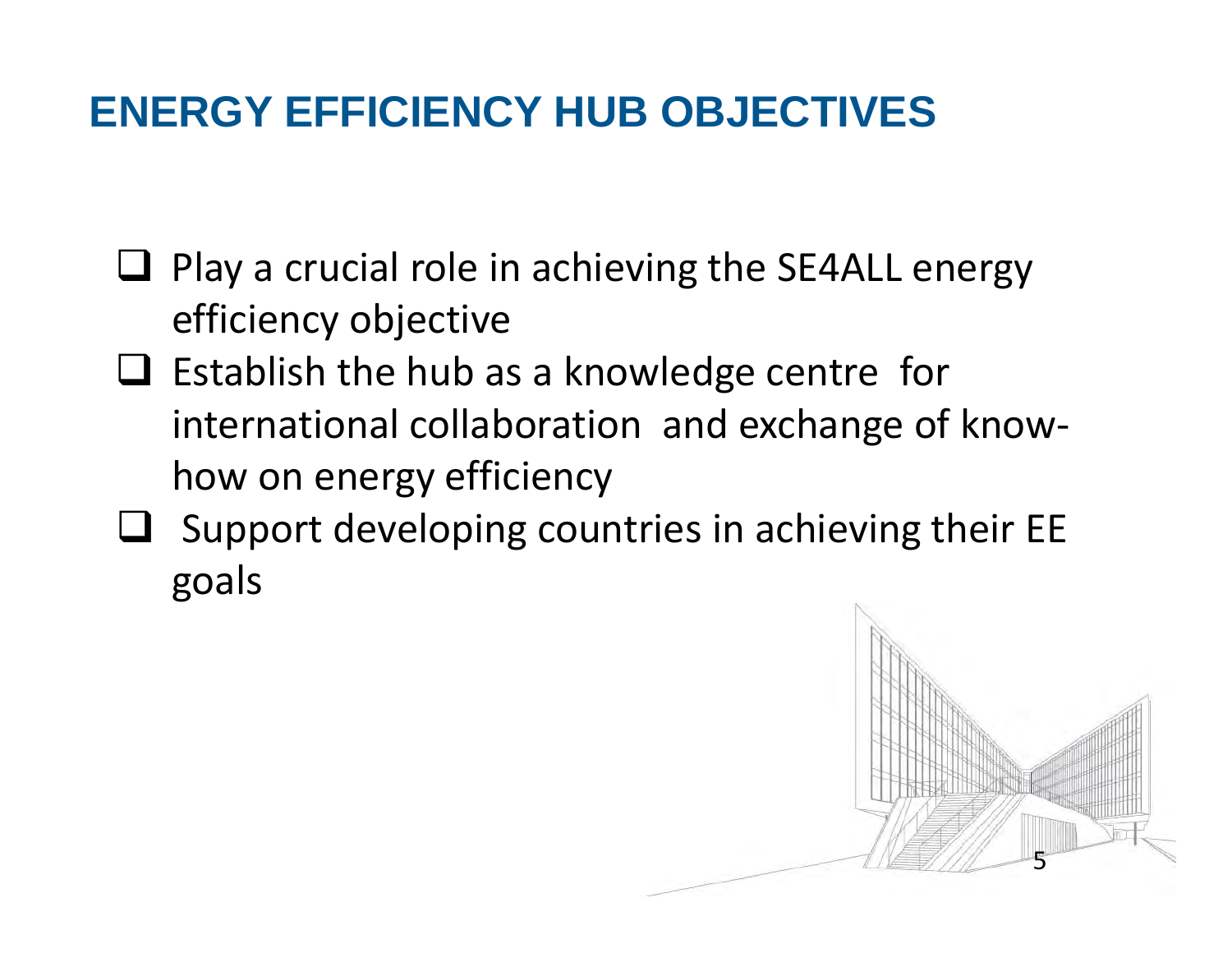# ENERGY EFFICIENCY HUB OBJECTIVES

- Play a crucial role in achieving the SE4ALL energy efficiency objective
- Establish the hub as a knowledge centre for international collaboration and exchange of know-how on energy efficiency
- Support developing countries in achieving their EE goals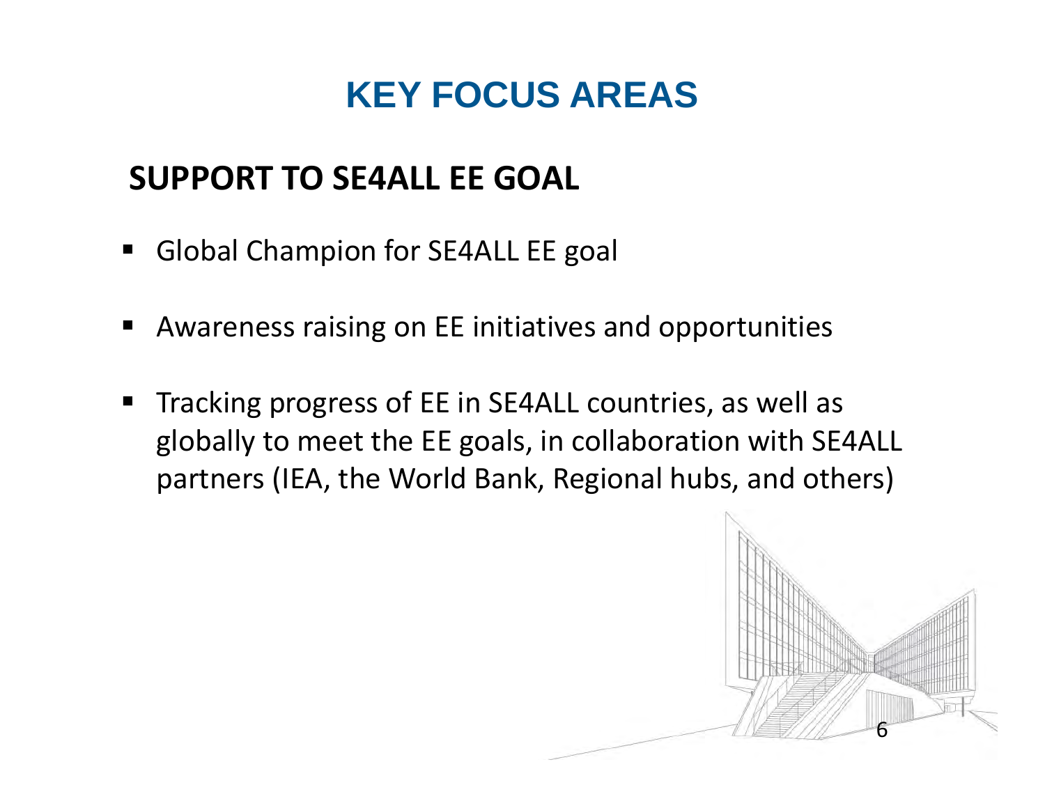# KEY FOCUS AREAS

## SUPPORT TO SE4ALL EE GOAL

- Global Champion for SE4ALL EE goal
- Awareness raising on EE initiatives and opportunities
- Tracking progress of EE in SE4ALL countries, as well as globally to meet the EE goals, in collaboration with SE4ALL partners (IEA, the World Bank, Regional hubs, and others)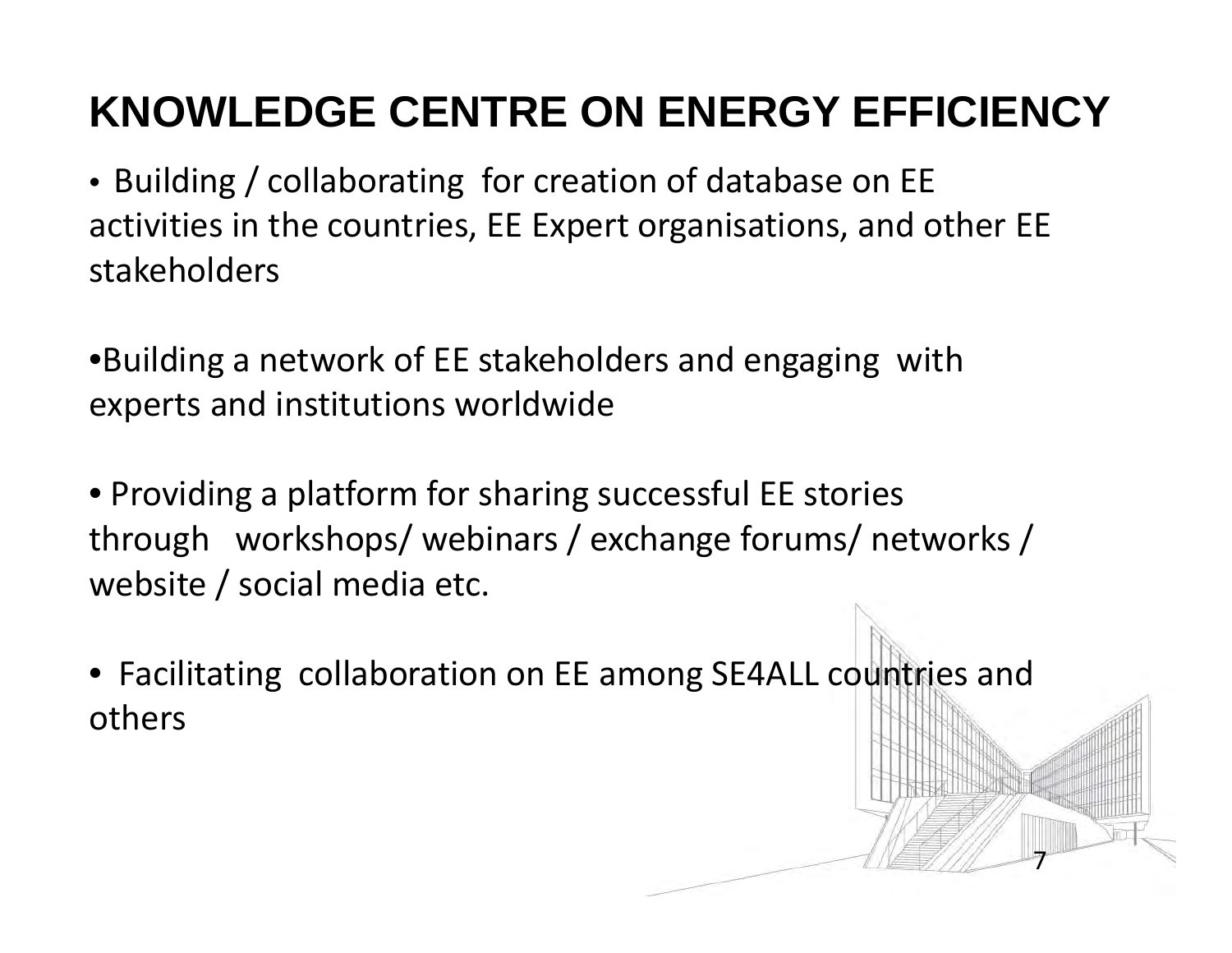# KNOWLEDGE CENTRE ON ENERGY EFFICIENCY

- Building / collaborating for creation of database on EE activities in the countries, EE Expert organisations, and other EE stakeholders

- Building a network of EE stakeholders and engaging with experts and institutions worldwide

- Providing a platform for sharing successful EE stories through workshops/ webinars / exchange forums/ networks / website / social media etc.

- Facilitating collaboration on EE among SE4ALL countries and others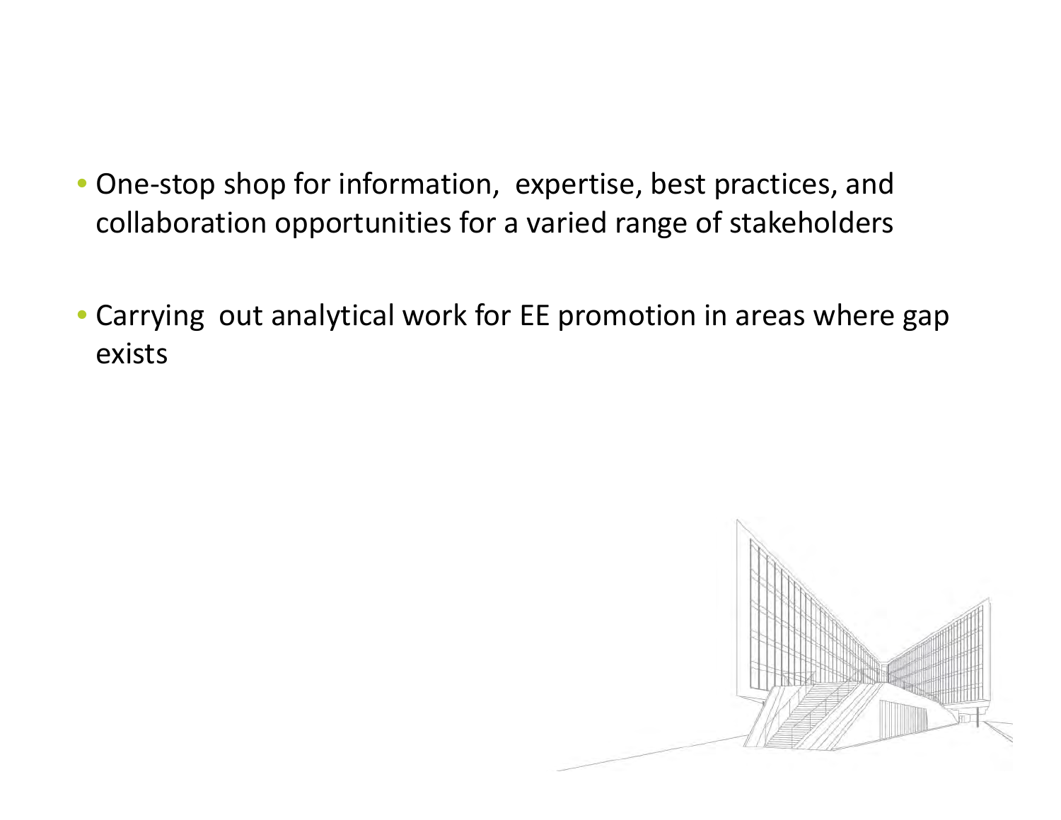- One-stop shop for information, expertise, best practices, and collaboration opportunities for a varied range of stakeholders

- Carrying out analytical work for EE promotion in areas where gap exists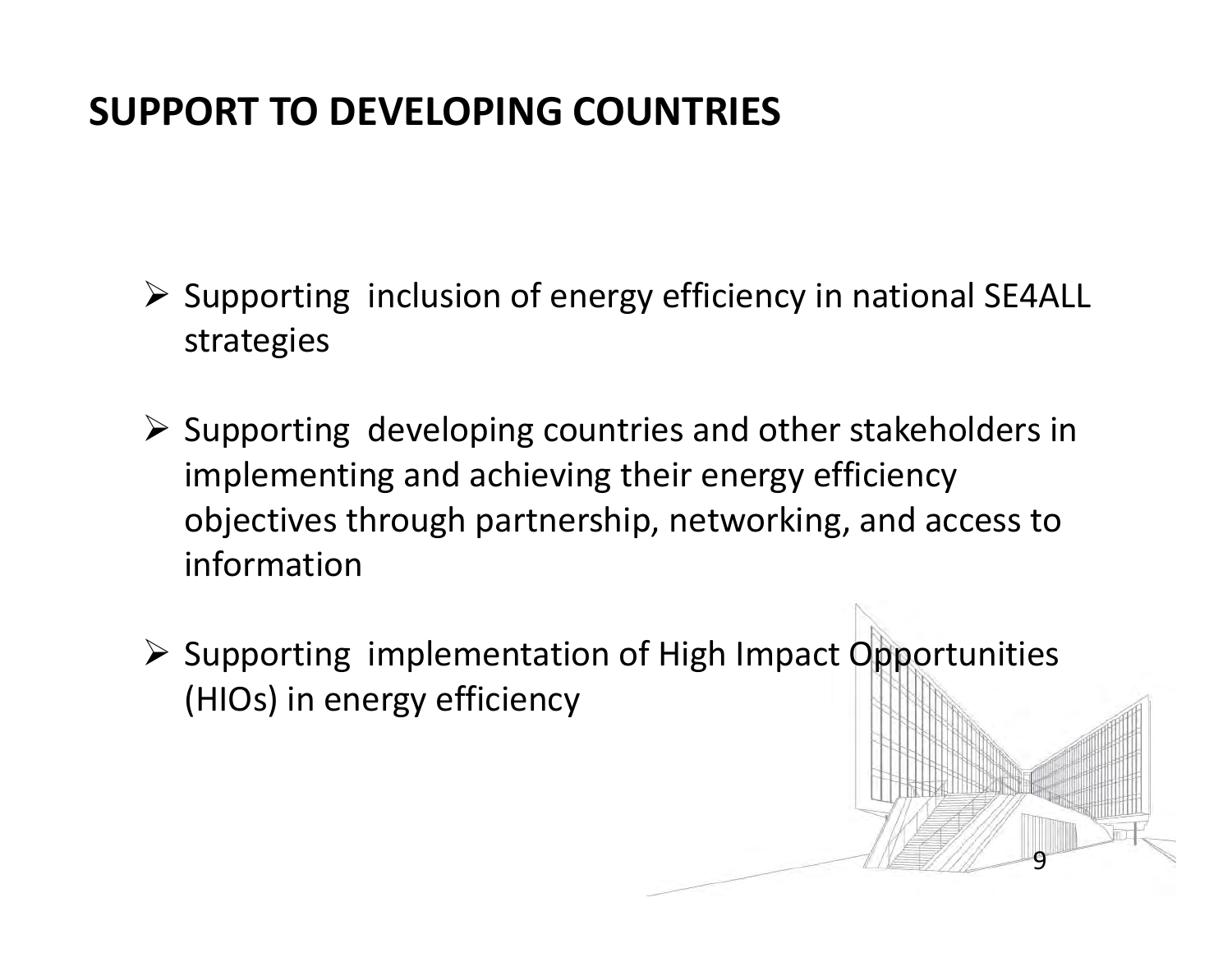# SUPPORT TO DEVELOPING COUNTRIES

- Supporting inclusion of energy efficiency in national SE4ALL strategies
- Supporting developing countries and other stakeholders in implementing and achieving their energy efficiency objectives through partnership, networking, and access to information
- Supporting implementation of High Impact Opportunities (HIOs) in energy efficiency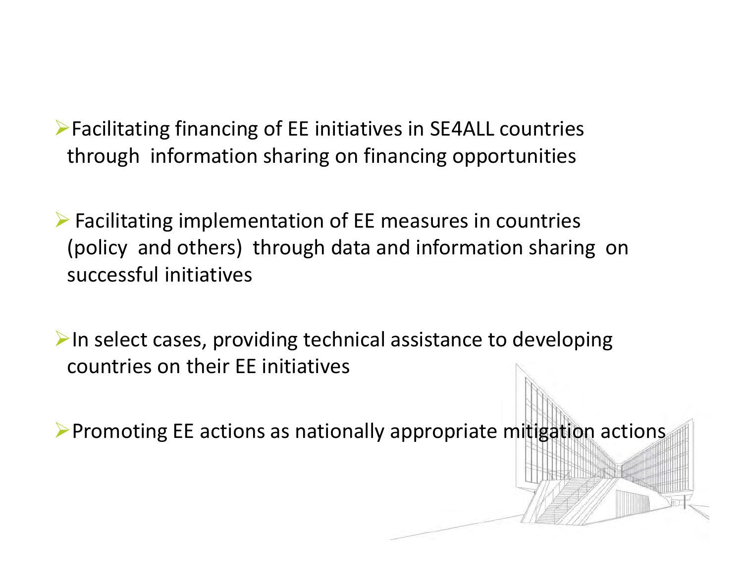- Facilitating financing of EE initiatives in SE4ALL countries through information sharing on financing opportunities

- Facilitating implementation of EE measures in countries (policy and others) through data and information sharing on successful initiatives

- In select cases, providing technical assistance to developing countries on their EE initiatives

- Promoting EE actions as nationally appropriate mitigation actions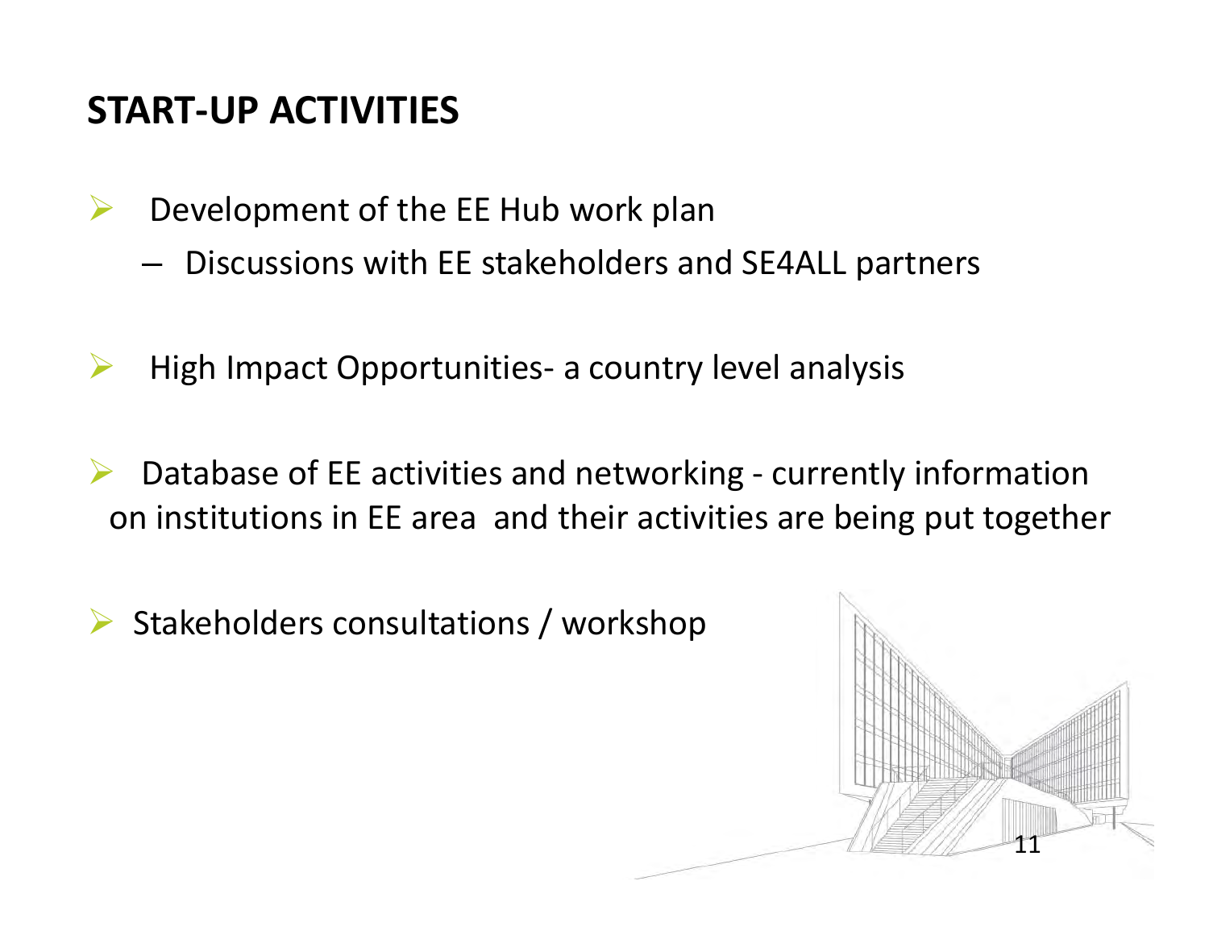# START-UP ACTIVITIES

- Development of the EE Hub work plan
  - Discussions with EE stakeholders and SE4ALL partners

- High Impact Opportunities- a country level analysis

- Database of EE activities and networking - currently information on institutions in EE area and their activities are being put together

- Stakeholders consultations / workshop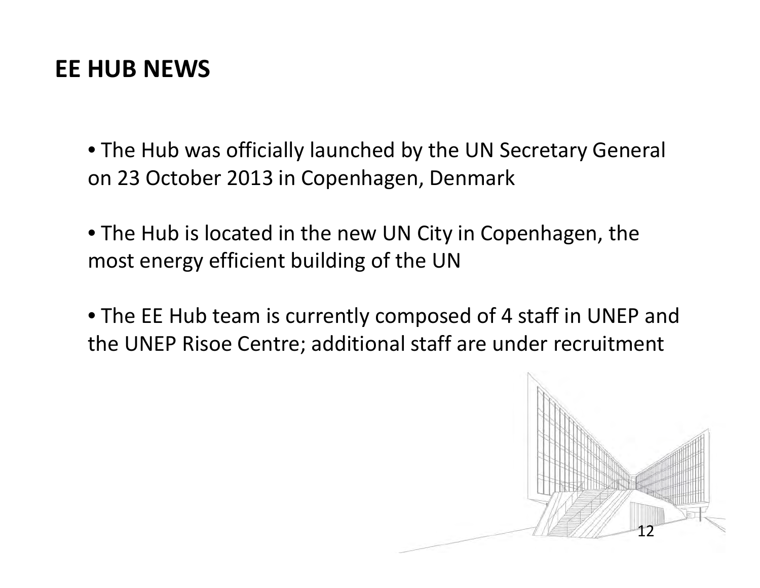## EE HUB NEWS

- The Hub was officially launched by the UN Secretary General on 23 October 2013 in Copenhagen, Denmark
- The Hub is located in the new UN City in Copenhagen, the most energy efficient building of the UN
- The EE Hub team is currently composed of 4 staff in UNEP and the UNEP Risoe Centre; additional staff are under recruitment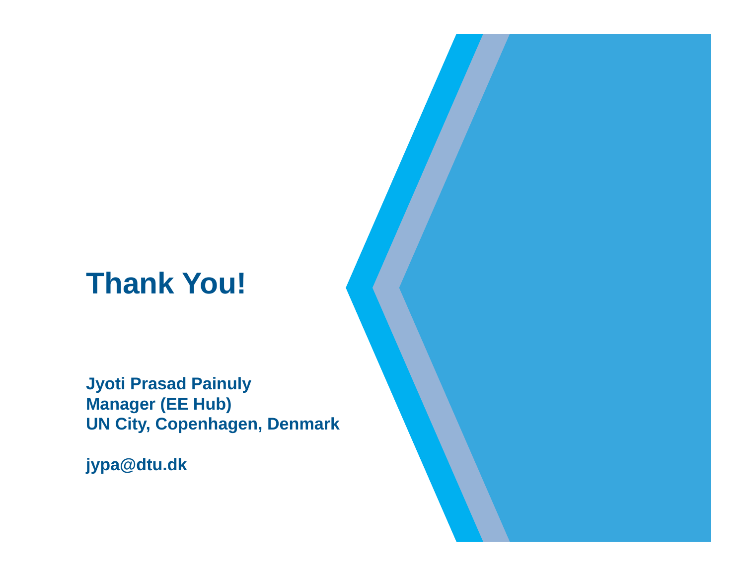# Thank You!

**Jyoti Prasad Painuly**
**Manager (EE Hub)**
**UN City, Copenhagen, Denmark**

**jypa@dtu.dk**